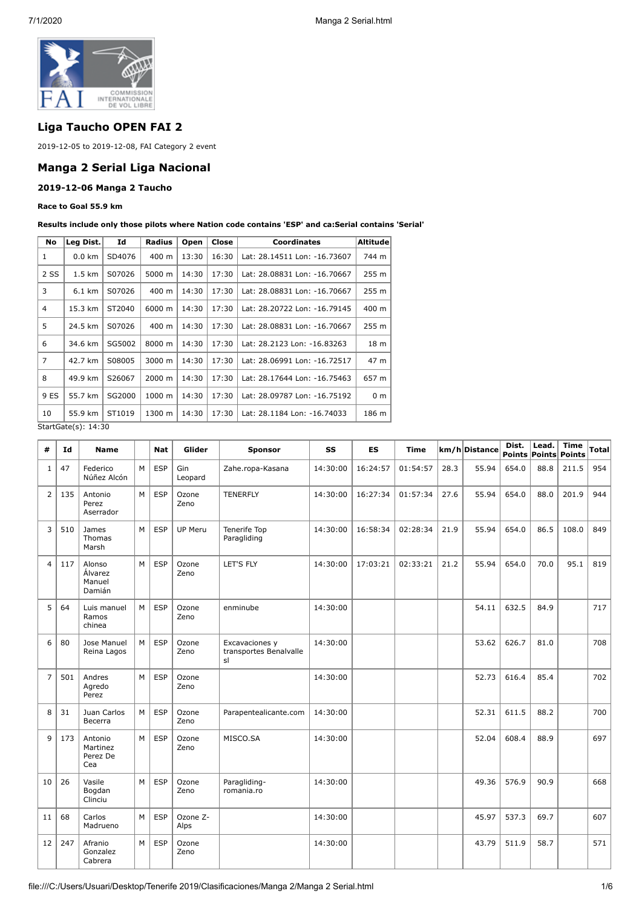## Liga Taucho OPEN FAI 2

2019-12-05 to 2019-12-08, FAI Category 2 event

## Manga 2 Serial Liga Nacional

### 2019-12-06 Manga 2 Taucho

**Race to Goal 55.9 km**

**Results include only those pilots where Nation code contains 'ESP' and ca:Serial contains 'Serial'**

| No | Leg Dist. | Id | Radius | Open | Close | Coordinates | Altitude |
|---|---|---|---|---|---|---|---|
| 1 | 0.0 km | SD4076 | 400 m | 13:30 | 16:30 | Lat: 28.14511 Lon: -16.73607 | 744 m |
| 2 SS | 1.5 km | S07026 | 5000 m | 14:30 | 17:30 | Lat: 28.08831 Lon: -16.70667 | 255 m |
| 3 | 6.1 km | S07026 | 400 m | 14:30 | 17:30 | Lat: 28.08831 Lon: -16.70667 | 255 m |
| 4 | 15.3 km | ST2040 | 6000 m | 14:30 | 17:30 | Lat: 28.20722 Lon: -16.79145 | 400 m |
| 5 | 24.5 km | S07026 | 400 m | 14:30 | 17:30 | Lat: 28.08831 Lon: -16.70667 | 255 m |
| 6 | 34.6 km | SG5002 | 8000 m | 14:30 | 17:30 | Lat: 28.2123 Lon: -16.83263 | 18 m |
| 7 | 42.7 km | S08005 | 3000 m | 14:30 | 17:30 | Lat: 28.06991 Lon: -16.72517 | 47 m |
| 8 | 49.9 km | S26067 | 2000 m | 14:30 | 17:30 | Lat: 28.17644 Lon: -16.75463 | 657 m |
| 9 ES | 55.7 km | SG2000 | 1000 m | 14:30 | 17:30 | Lat: 28.09787 Lon: -16.75192 | 0 m |
| 10 | 55.9 km | ST1019 | 1300 m | 14:30 | 17:30 | Lat: 28.1184 Lon: -16.74033 | 186 m |

StartGate(s): 14:30

| # | Id | Name | | Nat | Glider | Sponsor | SS | ES | Time | km/h | Distance | Dist. Points | Lead. Points | Time Points | Total |
|---|---|---|---|---|---|---|---|---|---|---|---|---|---|---|---|
| 1 | 47 | Federico Núñez Alcón | M | ESP | Gin Leopard | Zahe.ropa-Kasana | 14:30:00 | 16:24:57 | 01:54:57 | 28.3 | 55.94 | 654.0 | 88.8 | 211.5 | 954 |
| 2 | 135 | Antonio Perez Aserrador | M | ESP | Ozone Zeno | TENERFLY | 14:30:00 | 16:27:34 | 01:57:34 | 27.6 | 55.94 | 654.0 | 88.0 | 201.9 | 944 |
| 3 | 510 | James Thomas Marsh | M | ESP | UP Meru | Tenerife Top Paragliding | 14:30:00 | 16:58:34 | 02:28:34 | 21.9 | 55.94 | 654.0 | 86.5 | 108.0 | 849 |
| 4 | 117 | Alonso Álvarez Manuel Damián | M | ESP | Ozone Zeno | LET'S FLY | 14:30:00 | 17:03:21 | 02:33:21 | 21.2 | 55.94 | 654.0 | 70.0 | 95.1 | 819 |
| 5 | 64 | Luis manuel Ramos chinea | M | ESP | Ozone Zeno | enminube | 14:30:00 | | | | 54.11 | 632.5 | 84.9 | | 717 |
| 6 | 80 | Jose Manuel Reina Lagos | M | ESP | Ozone Zeno | Excavaciones y transportes Benalvalle sl | 14:30:00 | | | | 53.62 | 626.7 | 81.0 | | 708 |
| 7 | 501 | Andres Agredo Perez | M | ESP | Ozone Zeno | | 14:30:00 | | | | 52.73 | 616.4 | 85.4 | | 702 |
| 8 | 31 | Juan Carlos Becerra | M | ESP | Ozone Zeno | Parapentealicante.com | 14:30:00 | | | | 52.31 | 611.5 | 88.2 | | 700 |
| 9 | 173 | Antonio Martinez Perez De Cea | M | ESP | Ozone Zeno | MISCO.SA | 14:30:00 | | | | 52.04 | 608.4 | 88.9 | | 697 |
| 10 | 26 | Vasile Bogdan Clinciu | M | ESP | Ozone Zeno | Paragliding-romania.ro | 14:30:00 | | | | 49.36 | 576.9 | 90.9 | | 668 |
| 11 | 68 | Carlos Madrueno | M | ESP | Ozone Z-Alps | | 14:30:00 | | | | 45.97 | 537.3 | 69.7 | | 607 |
| 12 | 247 | Afranio Gonzalez Cabrera | M | ESP | Ozone Zeno | | 14:30:00 | | | | 43.79 | 511.9 | 58.7 | | 571 |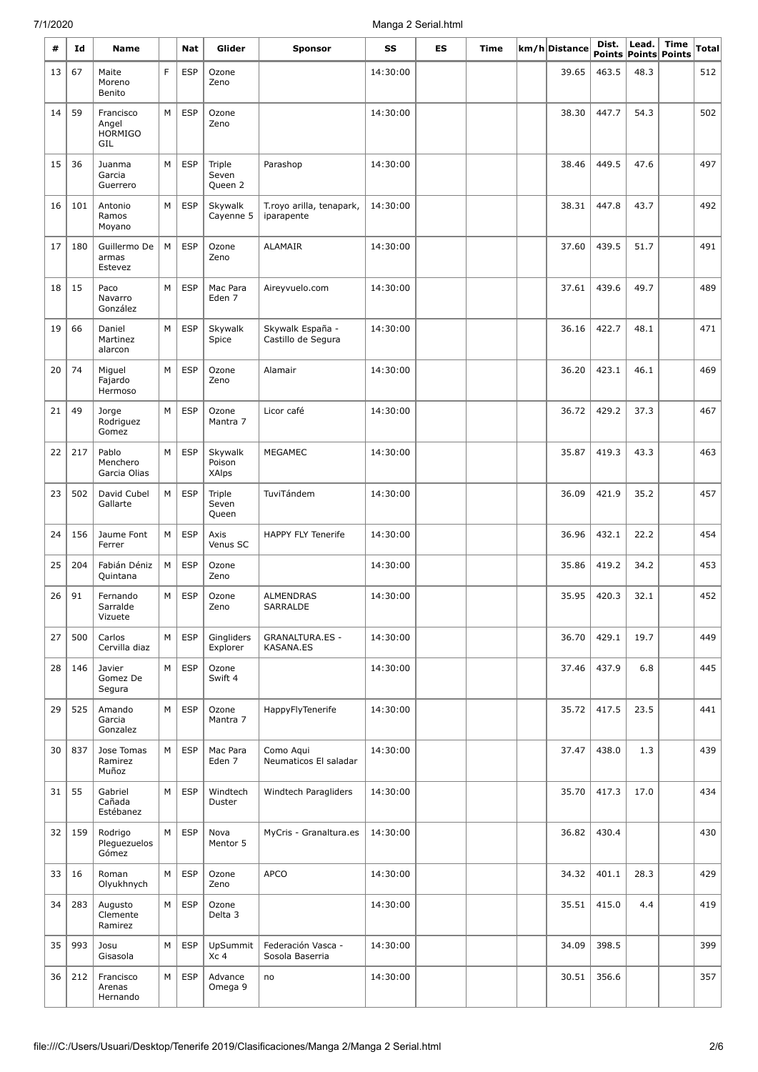| # | Id | Name | | Nat | Glider | Sponsor | SS | ES | Time | km/h | Distance | Dist. Points | Lead. Points | Time Points | Total |
|---|---|---|---|---|---|---|---|---|---|---|---|---|---|---|---|
| 13 | 67 | Maite Moreno Benito | F | ESP | Ozone Zeno | | 14:30:00 | | | | 39.65 | 463.5 | 48.3 | | 512 |
| 14 | 59 | Francisco Angel HORMIGO GIL | M | ESP | Ozone Zeno | | 14:30:00 | | | | 38.30 | 447.7 | 54.3 | | 502 |
| 15 | 36 | Juanma Garcia Guerrero | M | ESP | Triple Seven Queen 2 | Parashop | 14:30:00 | | | | 38.46 | 449.5 | 47.6 | | 497 |
| 16 | 101 | Antonio Ramos Moyano | M | ESP | Skywalk Cayenne 5 | T.royo arilla, tenapark, iparapente | 14:30:00 | | | | 38.31 | 447.8 | 43.7 | | 492 |
| 17 | 180 | Guillermo De armas Estevez | M | ESP | Ozone Zeno | ALAMAIR | 14:30:00 | | | | 37.60 | 439.5 | 51.7 | | 491 |
| 18 | 15 | Paco Navarro González | M | ESP | Mac Para Eden 7 | Aireyvuelo.com | 14:30:00 | | | | 37.61 | 439.6 | 49.7 | | 489 |
| 19 | 66 | Daniel Martinez alarcon | M | ESP | Skywalk Spice | Skywalk España - Castillo de Segura | 14:30:00 | | | | 36.16 | 422.7 | 48.1 | | 471 |
| 20 | 74 | Miguel Fajardo Hermoso | M | ESP | Ozone Zeno | Alamair | 14:30:00 | | | | 36.20 | 423.1 | 46.1 | | 469 |
| 21 | 49 | Jorge Rodriguez Gomez | M | ESP | Ozone Mantra 7 | Licor café | 14:30:00 | | | | 36.72 | 429.2 | 37.3 | | 467 |
| 22 | 217 | Pablo Menchero Garcia Olias | M | ESP | Skywalk Poison XAlps | MEGAMEC | 14:30:00 | | | | 35.87 | 419.3 | 43.3 | | 463 |
| 23 | 502 | David Cubel Gallarte | M | ESP | Triple Seven Queen | TuviTándem | 14:30:00 | | | | 36.09 | 421.9 | 35.2 | | 457 |
| 24 | 156 | Jaume Font Ferrer | M | ESP | Axis Venus SC | HAPPY FLY Tenerife | 14:30:00 | | | | 36.96 | 432.1 | 22.2 | | 454 |
| 25 | 204 | Fabián Déniz Quintana | M | ESP | Ozone Zeno | | 14:30:00 | | | | 35.86 | 419.2 | 34.2 | | 453 |
| 26 | 91 | Fernando Sarralde Vizuete | M | ESP | Ozone Zeno | ALMENDRAS SARRALDE | 14:30:00 | | | | 35.95 | 420.3 | 32.1 | | 452 |
| 27 | 500 | Carlos Cervilla diaz | M | ESP | Gingliders Explorer | GRANALTURA.ES - KASANA.ES | 14:30:00 | | | | 36.70 | 429.1 | 19.7 | | 449 |
| 28 | 146 | Javier Gomez De Segura | M | ESP | Ozone Swift 4 | | 14:30:00 | | | | 37.46 | 437.9 | 6.8 | | 445 |
| 29 | 525 | Amando Garcia Gonzalez | M | ESP | Ozone Mantra 7 | HappyFlyTenerife | 14:30:00 | | | | 35.72 | 417.5 | 23.5 | | 441 |
| 30 | 837 | Jose Tomas Ramirez Muñoz | M | ESP | Mac Para Eden 7 | Como Aqui Neumaticos El saladar | 14:30:00 | | | | 37.47 | 438.0 | 1.3 | | 439 |
| 31 | 55 | Gabriel Cañada Estébanez | M | ESP | Windtech Duster | Windtech Paragliders | 14:30:00 | | | | 35.70 | 417.3 | 17.0 | | 434 |
| 32 | 159 | Rodrigo Pleguezuelos Gómez | M | ESP | Nova Mentor 5 | MyCris - Granaltura.es | 14:30:00 | | | | 36.82 | 430.4 | | | 430 |
| 33 | 16 | Roman Olyukhnych | M | ESP | Ozone Zeno | APCO | 14:30:00 | | | | 34.32 | 401.1 | 28.3 | | 429 |
| 34 | 283 | Augusto Clemente Ramirez | M | ESP | Ozone Delta 3 | | 14:30:00 | | | | 35.51 | 415.0 | 4.4 | | 419 |
| 35 | 993 | Josu Gisasola | M | ESP | UpSummit Xc 4 | Federación Vasca - Sosola Baserria | 14:30:00 | | | | 34.09 | 398.5 | | | 399 |
| 36 | 212 | Francisco Arenas Hernando | M | ESP | Advance Omega 9 | no | 14:30:00 | | | | 30.51 | 356.6 | | | 357 |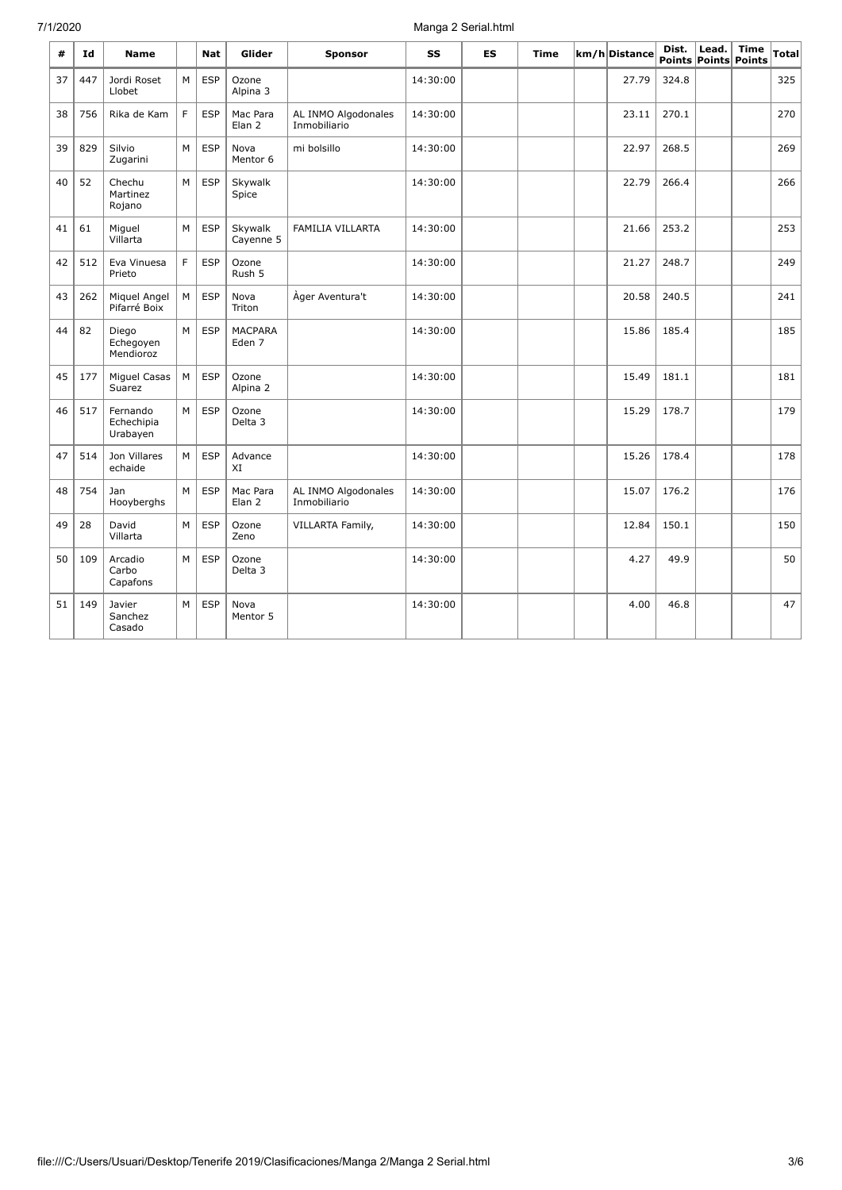| # | Id | Name | | Nat | Glider | Sponsor | SS | ES | Time | km/h | Distance | Dist. Points | Lead. Points | Time Points | Total |
|---|---|---|---|---|---|---|---|---|---|---|---|---|---|---|---|
| 37 | 447 | Jordi Roset Llobet | M | ESP | Ozone Alpina 3 | | 14:30:00 | | | | 27.79 | 324.8 | | | 325 |
| 38 | 756 | Rika de Kam | F | ESP | Mac Para Elan 2 | AL INMO Algodonales Inmobiliario | 14:30:00 | | | | 23.11 | 270.1 | | | 270 |
| 39 | 829 | Silvio Zugarini | M | ESP | Nova Mentor 6 | mi bolsillo | 14:30:00 | | | | 22.97 | 268.5 | | | 269 |
| 40 | 52 | Chechu Martinez Rojano | M | ESP | Skywalk Spice | | 14:30:00 | | | | 22.79 | 266.4 | | | 266 |
| 41 | 61 | Miguel Villarta | M | ESP | Skywalk Cayenne 5 | FAMILIA VILLARTA | 14:30:00 | | | | 21.66 | 253.2 | | | 253 |
| 42 | 512 | Eva Vinuesa Prieto | F | ESP | Ozone Rush 5 | | 14:30:00 | | | | 21.27 | 248.7 | | | 249 |
| 43 | 262 | Miquel Angel Pifarré Boix | M | ESP | Nova Triton | Àger Aventura't | 14:30:00 | | | | 20.58 | 240.5 | | | 241 |
| 44 | 82 | Diego Echegoyen Mendioroz | M | ESP | MACPARA Eden 7 | | 14:30:00 | | | | 15.86 | 185.4 | | | 185 |
| 45 | 177 | Miguel Casas Suarez | M | ESP | Ozone Alpina 2 | | 14:30:00 | | | | 15.49 | 181.1 | | | 181 |
| 46 | 517 | Fernando Echechipia Urabayen | M | ESP | Ozone Delta 3 | | 14:30:00 | | | | 15.29 | 178.7 | | | 179 |
| 47 | 514 | Jon Villares echaide | M | ESP | Advance XI | | 14:30:00 | | | | 15.26 | 178.4 | | | 178 |
| 48 | 754 | Jan Hooyberghs | M | ESP | Mac Para Elan 2 | AL INMO Algodonales Inmobiliario | 14:30:00 | | | | 15.07 | 176.2 | | | 176 |
| 49 | 28 | David Villarta | M | ESP | Ozone Zeno | VILLARTA Family, | 14:30:00 | | | | 12.84 | 150.1 | | | 150 |
| 50 | 109 | Arcadio Carbo Capafons | M | ESP | Ozone Delta 3 | | 14:30:00 | | | | 4.27 | 49.9 | | | 50 |
| 51 | 149 | Javier Sanchez Casado | M | ESP | Nova Mentor 5 | | 14:30:00 | | | | 4.00 | 46.8 | | | 47 |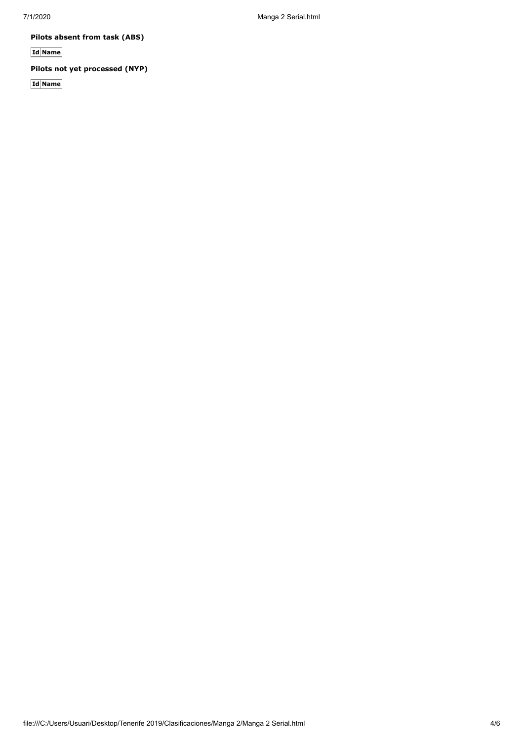**Pilots absent from task (ABS)**

| Id | Name |
|---|---|

**Pilots not yet processed (NYP)**

| Id | Name |
|---|---|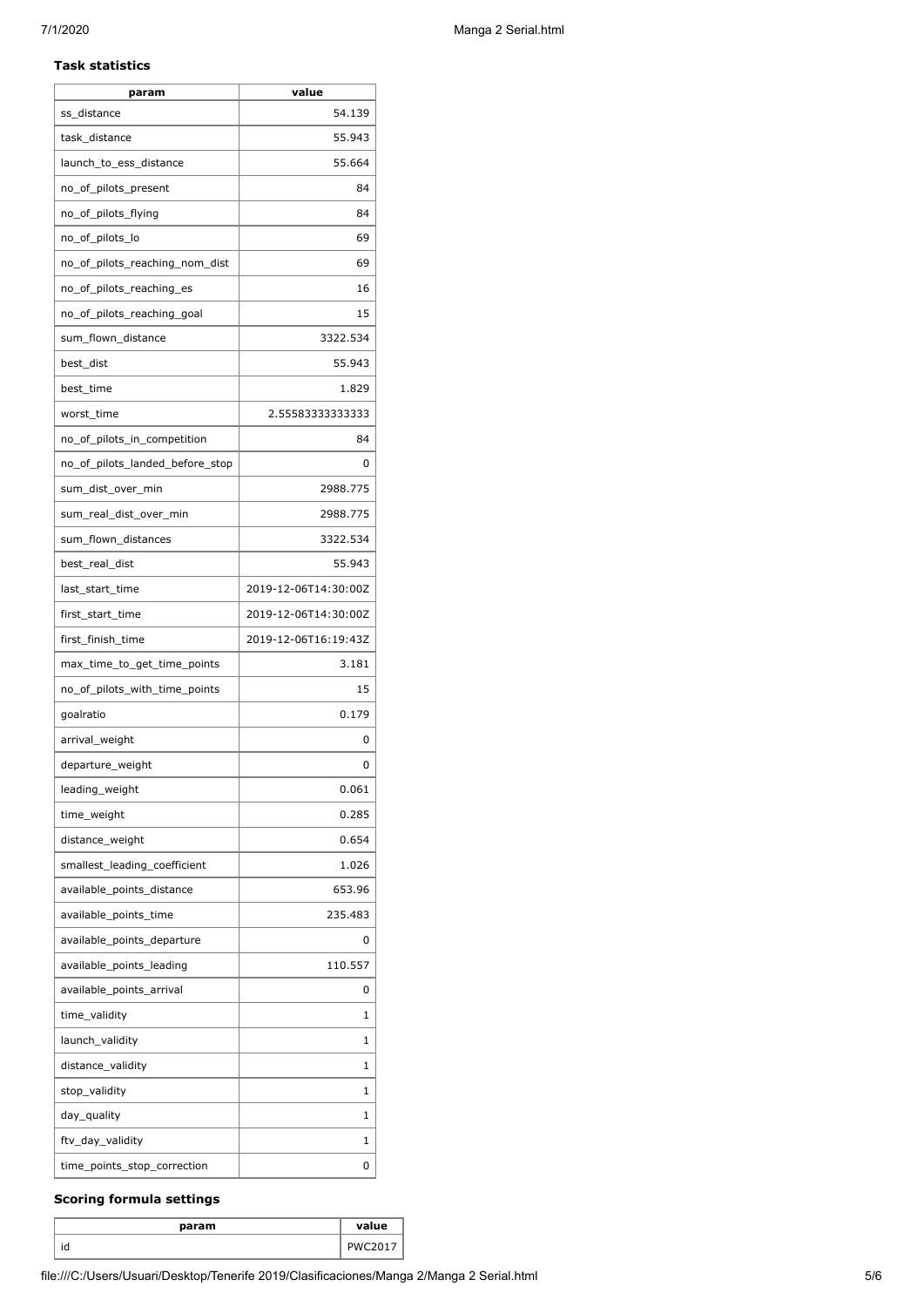**Task statistics**

| param | value |
|---|---|
| ss_distance | 54.139 |
| task_distance | 55.943 |
| launch_to_ess_distance | 55.664 |
| no_of_pilots_present | 84 |
| no_of_pilots_flying | 84 |
| no_of_pilots_lo | 69 |
| no_of_pilots_reaching_nom_dist | 69 |
| no_of_pilots_reaching_es | 16 |
| no_of_pilots_reaching_goal | 15 |
| sum_flown_distance | 3322.534 |
| best_dist | 55.943 |
| best_time | 1.829 |
| worst_time | 2.55583333333333 |
| no_of_pilots_in_competition | 84 |
| no_of_pilots_landed_before_stop | 0 |
| sum_dist_over_min | 2988.775 |
| sum_real_dist_over_min | 2988.775 |
| sum_flown_distances | 3322.534 |
| best_real_dist | 55.943 |
| last_start_time | 2019-12-06T14:30:00Z |
| first_start_time | 2019-12-06T14:30:00Z |
| first_finish_time | 2019-12-06T16:19:43Z |
| max_time_to_get_time_points | 3.181 |
| no_of_pilots_with_time_points | 15 |
| goalratio | 0.179 |
| arrival_weight | 0 |
| departure_weight | 0 |
| leading_weight | 0.061 |
| time_weight | 0.285 |
| distance_weight | 0.654 |
| smallest_leading_coefficient | 1.026 |
| available_points_distance | 653.96 |
| available_points_time | 235.483 |
| available_points_departure | 0 |
| available_points_leading | 110.557 |
| available_points_arrival | 0 |
| time_validity | 1 |
| launch_validity | 1 |
| distance_validity | 1 |
| stop_validity | 1 |
| day_quality | 1 |
| ftv_day_validity | 1 |
| time_points_stop_correction | 0 |

**Scoring formula settings**

| param | value |
|---|---|
| id | PWC2017 |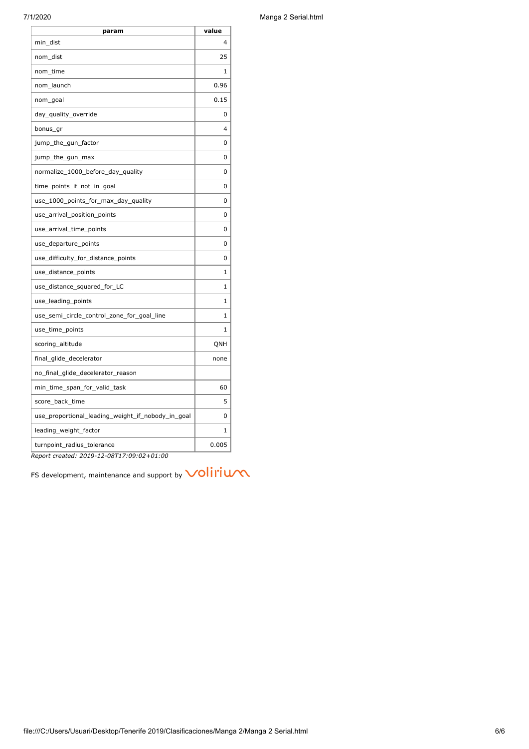| param | value |
|---|---|
| min_dist | 4 |
| nom_dist | 25 |
| nom_time | 1 |
| nom_launch | 0.96 |
| nom_goal | 0.15 |
| day_quality_override | 0 |
| bonus_gr | 4 |
| jump_the_gun_factor | 0 |
| jump_the_gun_max | 0 |
| normalize_1000_before_day_quality | 0 |
| time_points_if_not_in_goal | 0 |
| use_1000_points_for_max_day_quality | 0 |
| use_arrival_position_points | 0 |
| use_arrival_time_points | 0 |
| use_departure_points | 0 |
| use_difficulty_for_distance_points | 0 |
| use_distance_points | 1 |
| use_distance_squared_for_LC | 1 |
| use_leading_points | 1 |
| use_semi_circle_control_zone_for_goal_line | 1 |
| use_time_points | 1 |
| scoring_altitude | QNH |
| final_glide_decelerator | none |
| no_final_glide_decelerator_reason | |
| min_time_span_for_valid_task | 60 |
| score_back_time | 5 |
| use_proportional_leading_weight_if_nobody_in_goal | 0 |
| leading_weight_factor | 1 |
| turnpoint_radius_tolerance | 0.005 |

*Report created: 2019-12-08T17:09:02+01:00*

FS development, maintenance and support by volirium